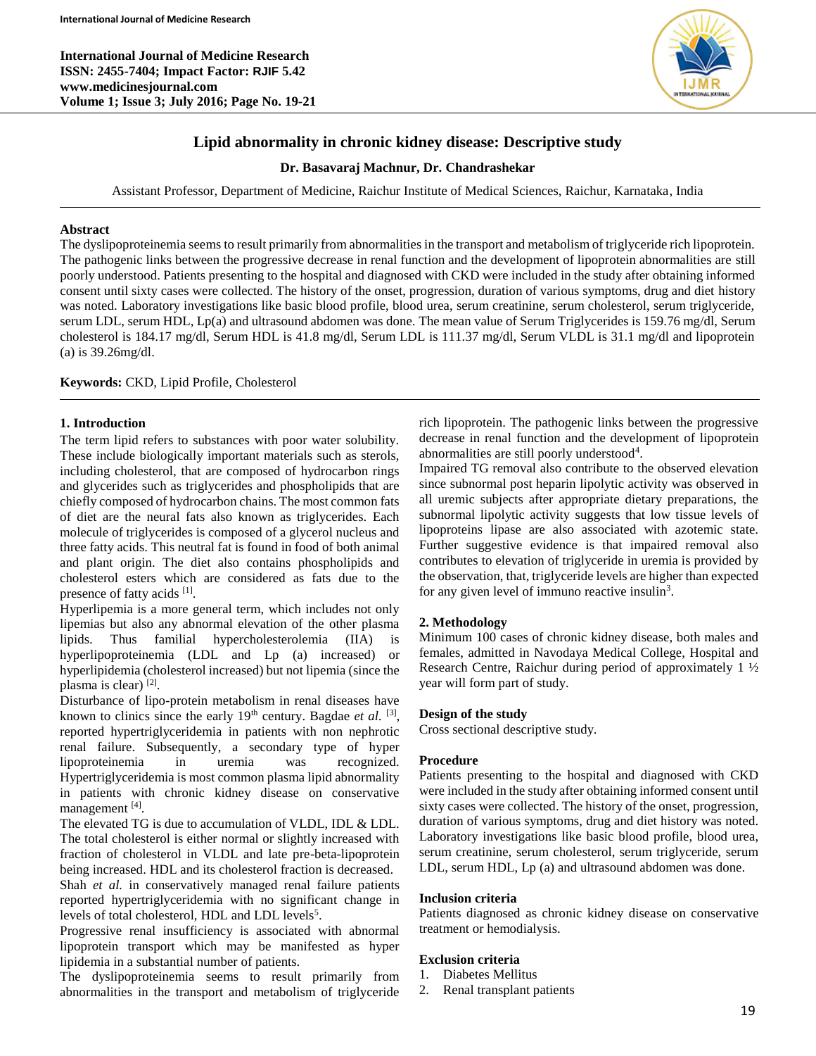# Lipid abnormality in chronic kidney disease: Descriptive study

**Dr. Basavaraj Machnur, Dr. Chandrashekar**

Assistant Professor, Department of Medicine, Raichur Institute of Medical Sciences, Raichur, Karnataka, India

## Abstract

The dyslipoproteinemia seems to result primarily from abnormalities in the transport and metabolism of triglyceride rich lipoprotein. The pathogenic links between the progressive decrease in renal function and the development of lipoprotein abnormalities are still poorly understood. Patients presenting to the hospital and diagnosed with CKD were included in the study after obtaining informed consent until sixty cases were collected. The history of the onset, progression, duration of various symptoms, drug and diet history was noted. Laboratory investigations like basic blood profile, blood urea, serum creatinine, serum cholesterol, serum triglyceride, serum LDL, serum HDL, Lp(a) and ultrasound abdomen was done. The mean value of Serum Triglycerides is 159.76 mg/dl, Serum cholesterol is 184.17 mg/dl, Serum HDL is 41.8 mg/dl, Serum LDL is 111.37 mg/dl, Serum VLDL is 31.1 mg/dl and lipoprotein (a) is 39.26mg/dl.

**Keywords:** CKD, Lipid Profile, Cholesterol

## 1. Introduction

The term lipid refers to substances with poor water solubility. These include biologically important materials such as sterols, including cholesterol, that are composed of hydrocarbon rings and glycerides such as triglycerides and phospholipids that are chiefly composed of hydrocarbon chains. The most common fats of diet are the neural fats also known as triglycerides. Each molecule of triglycerides is composed of a glycerol nucleus and three fatty acids. This neutral fat is found in food of both animal and plant origin. The diet also contains phospholipids and cholesterol esters which are considered as fats due to the presence of fatty acids [1].

Hyperlipemia is a more general term, which includes not only lipemias but also any abnormal elevation of the other plasma lipids. Thus familial hypercholesterolemia (IIA) is hyperlipoproteinemia (LDL and Lp (a) increased) or hyperlipidemia (cholesterol increased) but not lipemia (since the plasma is clear) [2].

Disturbance of lipo-protein metabolism in renal diseases have known to clinics since the early 19th century. Bagdae *et al.* [3], reported hypertriglyceridemia in patients with non nephrotic renal failure. Subsequently, a secondary type of hyper lipoproteinemia in uremia was recognized. Hypertriglyceridemia is most common plasma lipid abnormality in patients with chronic kidney disease on conservative management [4].

The elevated TG is due to accumulation of VLDL, IDL & LDL. The total cholesterol is either normal or slightly increased with fraction of cholesterol in VLDL and late pre-beta-lipoprotein being increased. HDL and its cholesterol fraction is decreased.

Shah *et al.* in conservatively managed renal failure patients reported hypertriglyceridemia with no significant change in levels of total cholesterol, HDL and LDL levels[5].

Progressive renal insufficiency is associated with abnormal lipoprotein transport which may be manifested as hyper lipidemia in a substantial number of patients.

The dyslipoproteinemia seems to result primarily from abnormalities in the transport and metabolism of triglyceride rich lipoprotein. The pathogenic links between the progressive decrease in renal function and the development of lipoprotein abnormalities are still poorly understood[4].

Impaired TG removal also contribute to the observed elevation since subnormal post heparin lipolytic activity was observed in all uremic subjects after appropriate dietary preparations, the subnormal lipolytic activity suggests that low tissue levels of lipoproteins lipase are also associated with azotemic state. Further suggestive evidence is that impaired removal also contributes to elevation of triglyceride in uremia is provided by the observation, that, triglyceride levels are higher than expected for any given level of immuno reactive insulin[3].

## 2. Methodology

Minimum 100 cases of chronic kidney disease, both males and females, admitted in Navodaya Medical College, Hospital and Research Centre, Raichur during period of approximately 1 ½ year will form part of study.

### Design of the study

Cross sectional descriptive study.

### Procedure

Patients presenting to the hospital and diagnosed with CKD were included in the study after obtaining informed consent until sixty cases were collected. The history of the onset, progression, duration of various symptoms, drug and diet history was noted. Laboratory investigations like basic blood profile, blood urea, serum creatinine, serum cholesterol, serum triglyceride, serum LDL, serum HDL, Lp (a) and ultrasound abdomen was done.

### Inclusion criteria

Patients diagnosed as chronic kidney disease on conservative treatment or hemodialysis.

### Exclusion criteria

1. Diabetes Mellitus
2. Renal transplant patients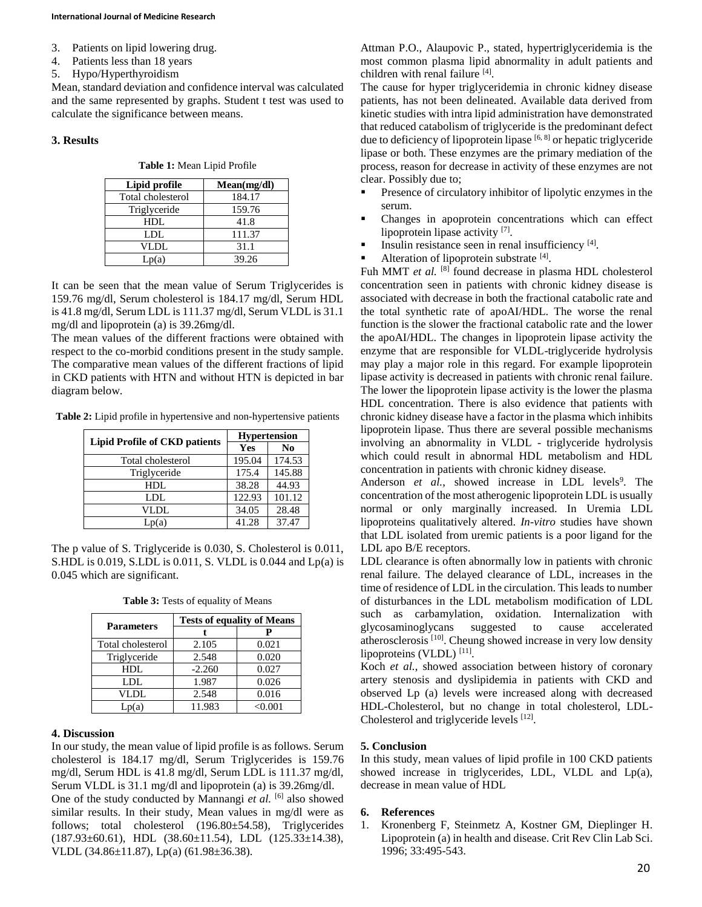3. Patients on lipid lowering drug.
4. Patients less than 18 years
5. Hypo/Hyperthyroidism

Mean, standard deviation and confidence interval was calculated and the same represented by graphs. Student t test was used to calculate the significance between means.

## 3. Results

**Table 1:** Mean Lipid Profile

| Lipid profile | Mean(mg/dl) |
|---|---|
| Total cholesterol | 184.17 |
| Triglyceride | 159.76 |
| HDL | 41.8 |
| LDL | 111.37 |
| VLDL | 31.1 |
| Lp(a) | 39.26 |

It can be seen that the mean value of Serum Triglycerides is 159.76 mg/dl, Serum cholesterol is 184.17 mg/dl, Serum HDL is 41.8 mg/dl, Serum LDL is 111.37 mg/dl, Serum VLDL is 31.1 mg/dl and lipoprotein (a) is 39.26mg/dl.

The mean values of the different fractions were obtained with respect to the co-morbid conditions present in the study sample. The comparative mean values of the different fractions of lipid in CKD patients with HTN and without HTN is depicted in bar diagram below.

**Table 2:** Lipid profile in hypertensive and non-hypertensive patients

| Lipid Profile of CKD patients | Hypertension | |
|---|---|---|
| | Yes | No |
| Total cholesterol | 195.04 | 174.53 |
| Triglyceride | 175.4 | 145.88 |
| HDL | 38.28 | 44.93 |
| LDL | 122.93 | 101.12 |
| VLDL | 34.05 | 28.48 |
| Lp(a) | 41.28 | 37.47 |

The p value of S. Triglyceride is 0.030, S. Cholesterol is 0.011, S.HDL is 0.019, S.LDL is 0.011, S. VLDL is 0.044 and Lp(a) is 0.045 which are significant.

**Table 3:** Tests of equality of Means

| Parameters | Tests of equality of Means | |
|---|---|---|
| | t | P |
| Total cholesterol | 2.105 | 0.021 |
| Triglyceride | 2.548 | 0.020 |
| HDL | -2.260 | 0.027 |
| LDL | 1.987 | 0.026 |
| VLDL | 2.548 | 0.016 |
| Lp(a) | 11.983 | <0.001 |

## 4. Discussion

In our study, the mean value of lipid profile is as follows. Serum cholesterol is 184.17 mg/dl, Serum Triglycerides is 159.76 mg/dl, Serum HDL is 41.8 mg/dl, Serum LDL is 111.37 mg/dl, Serum VLDL is 31.1 mg/dl and lipoprotein (a) is 39.26mg/dl.

One of the study conducted by Mannangi *et al.* [6] also showed similar results. In their study, Mean values in mg/dl were as follows; total cholesterol (196.80±54.58), Triglycerides (187.93±60.61), HDL (38.60±11.54), LDL (125.33±14.38), VLDL (34.86±11.87), Lp(a) (61.98±36.38).

Attman P.O., Alaupovic P., stated, hypertriglyceridemia is the most common plasma lipid abnormality in adult patients and children with renal failure [4].

The cause for hyper triglyceridemia in chronic kidney disease patients, has not been delineated. Available data derived from kinetic studies with intra lipid administration have demonstrated that reduced catabolism of triglyceride is the predominant defect due to deficiency of lipoprotein lipase [6, 8] or hepatic triglyceride lipase or both. These enzymes are the primary mediation of the process, reason for decrease in activity of these enzymes are not clear. Possibly due to;

- Presence of circulatory inhibitor of lipolytic enzymes in the serum.
- Changes in apoprotein concentrations which can effect lipoprotein lipase activity [7].
- Insulin resistance seen in renal insufficiency [4].
- Alteration of lipoprotein substrate [4].

Fuh MMT *et al.* [8] found decrease in plasma HDL cholesterol concentration seen in patients with chronic kidney disease is associated with decrease in both the fractional catabolic rate and the total synthetic rate of apoAI/HDL. The worse the renal function is the slower the fractional catabolic rate and the lower the apoAI/HDL. The changes in lipoprotein lipase activity the enzyme that are responsible for VLDL-triglyceride hydrolysis may play a major role in this regard. For example lipoprotein lipase activity is decreased in patients with chronic renal failure. The lower the lipoprotein lipase activity is the lower the plasma HDL concentration. There is also evidence that patients with chronic kidney disease have a factor in the plasma which inhibits lipoprotein lipase. Thus there are several possible mechanisms involving an abnormality in VLDL - triglyceride hydrolysis which could result in abnormal HDL metabolism and HDL concentration in patients with chronic kidney disease.

Anderson *et al.*, showed increase in LDL levels[9]. The concentration of the most atherogenic lipoprotein LDL is usually normal or only marginally increased. In Uremia LDL lipoproteins qualitatively altered. *In-vitro* studies have shown that LDL isolated from uremic patients is a poor ligand for the LDL apo B/E receptors.

LDL clearance is often abnormally low in patients with chronic renal failure. The delayed clearance of LDL, increases in the time of residence of LDL in the circulation. This leads to number of disturbances in the LDL metabolism modification of LDL such as carbamylation, oxidation. Internalization with glycosaminoglycans suggested to cause accelerated atherosclerosis [10]. Cheung showed increase in very low density lipoproteins (VLDL) [11].

Koch *et al.*, showed association between history of coronary artery stenosis and dyslipidemia in patients with CKD and observed Lp (a) levels were increased along with decreased HDL-Cholesterol, but no change in total cholesterol, LDL-Cholesterol and triglyceride levels [12].

## 5. Conclusion

In this study, mean values of lipid profile in 100 CKD patients showed increase in triglycerides, LDL, VLDL and Lp(a), decrease in mean value of HDL

## 6. References

1. Kronenberg F, Steinmetz A, Kostner GM, Dieplinger H. Lipoprotein (a) in health and disease. Crit Rev Clin Lab Sci. 1996; 33:495-543.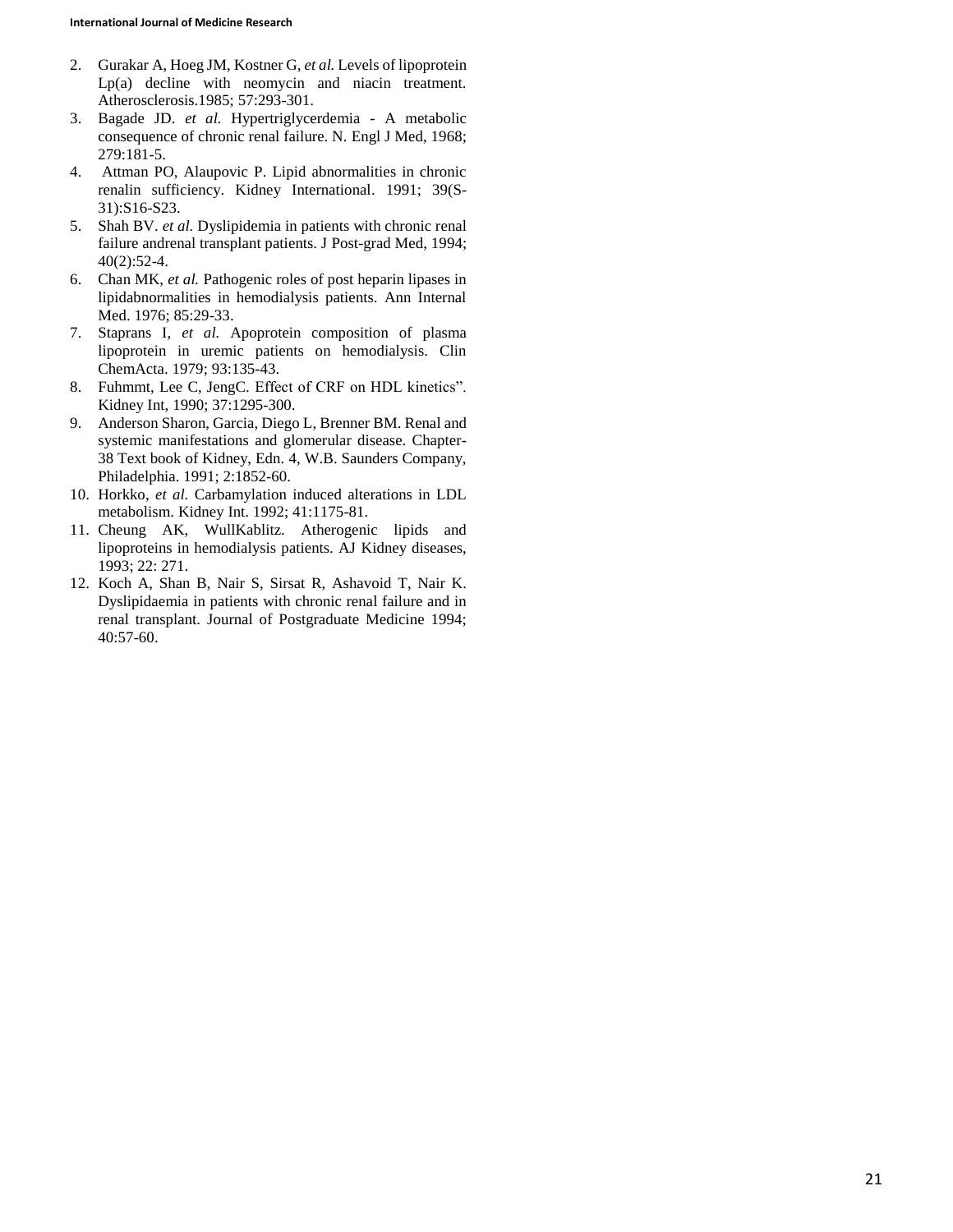2. Gurakar A, Hoeg JM, Kostner G, *et al.* Levels of lipoprotein Lp(a) decline with neomycin and niacin treatment. Atherosclerosis.1985; 57:293-301.
3. Bagade JD. *et al.* Hypertriglycerdemia - A metabolic consequence of chronic renal failure. N. Engl J Med, 1968; 279:181-5.
4. Attman PO, Alaupovic P. Lipid abnormalities in chronic renalin sufficiency. Kidney International. 1991; 39(S-31):S16-S23.
5. Shah BV. *et al.* Dyslipidemia in patients with chronic renal failure andrenal transplant patients. J Post-grad Med, 1994; 40(2):52-4.
6. Chan MK, *et al.* Pathogenic roles of post heparin lipases in lipidabnormalities in hemodialysis patients. Ann Internal Med. 1976; 85:29-33.
7. Staprans I, *et al.* Apoprotein composition of plasma lipoprotein in uremic patients on hemodialysis. Clin ChemActa. 1979; 93:135-43.
8. Fuhmmt, Lee C, JengC. Effect of CRF on HDL kinetics". Kidney Int, 1990; 37:1295-300.
9. Anderson Sharon, Garcia, Diego L, Brenner BM. Renal and systemic manifestations and glomerular disease. Chapter-38 Text book of Kidney, Edn. 4, W.B. Saunders Company, Philadelphia. 1991; 2:1852-60.
10. Horkko, *et al.* Carbamylation induced alterations in LDL metabolism. Kidney Int. 1992; 41:1175-81.
11. Cheung AK, WullKablitz. Atherogenic lipids and lipoproteins in hemodialysis patients. AJ Kidney diseases, 1993; 22: 271.
12. Koch A, Shan B, Nair S, Sirsat R, Ashavoid T, Nair K. Dyslipidaemia in patients with chronic renal failure and in renal transplant. Journal of Postgraduate Medicine 1994; 40:57-60.